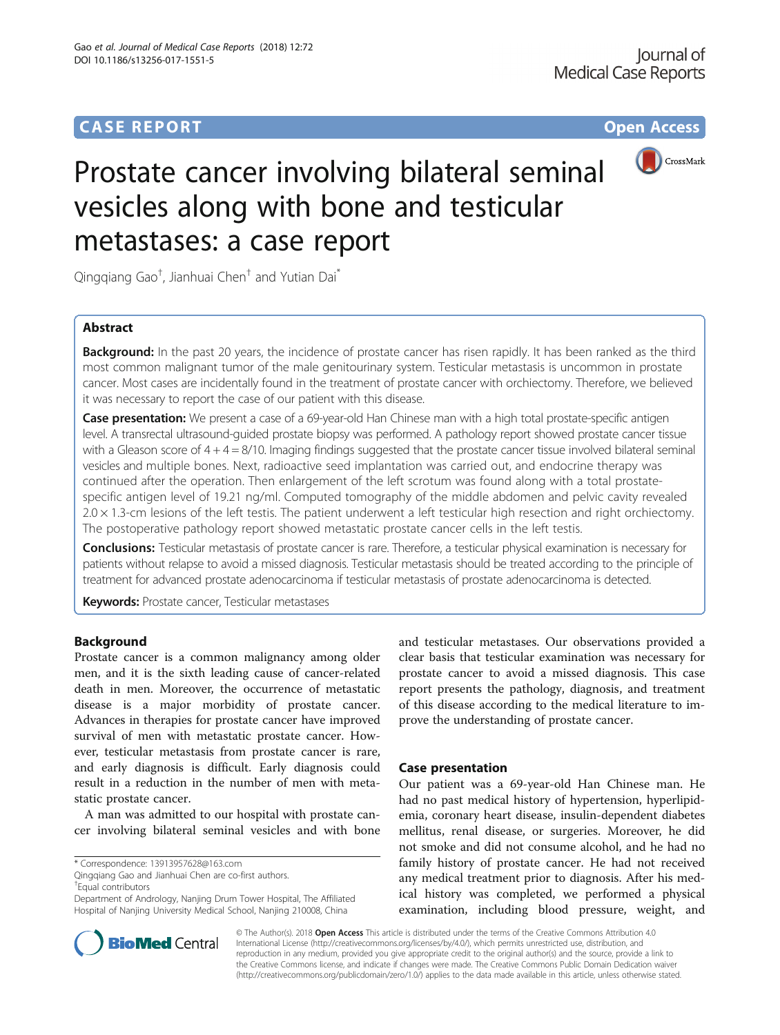CASE REPORT Open Access

# Prostate cancer involving bilateral seminal vesicles along with bone and testicular metastases: a case report

Qingqiang Gao[†], Jianhuai Chen[†] and Yutian Dai[*]

## Abstract

**Background:** In the past 20 years, the incidence of prostate cancer has risen rapidly. It has been ranked as the third most common malignant tumor of the male genitourinary system. Testicular metastasis is uncommon in prostate cancer. Most cases are incidentally found in the treatment of prostate cancer with orchiectomy. Therefore, we believed it was necessary to report the case of our patient with this disease.

**Case presentation:** We present a case of a 69-year-old Han Chinese man with a high total prostate-specific antigen level. A transrectal ultrasound-guided prostate biopsy was performed. A pathology report showed prostate cancer tissue with a Gleason score of 4 + 4 = 8/10. Imaging findings suggested that the prostate cancer tissue involved bilateral seminal vesicles and multiple bones. Next, radioactive seed implantation was carried out, and endocrine therapy was continued after the operation. Then enlargement of the left scrotum was found along with a total prostate-specific antigen level of 19.21 ng/ml. Computed tomography of the middle abdomen and pelvic cavity revealed 2.0 × 1.3-cm lesions of the left testis. The patient underwent a left testicular high resection and right orchiectomy. The postoperative pathology report showed metastatic prostate cancer cells in the left testis.

**Conclusions:** Testicular metastasis of prostate cancer is rare. Therefore, a testicular physical examination is necessary for patients without relapse to avoid a missed diagnosis. Testicular metastasis should be treated according to the principle of treatment for advanced prostate adenocarcinoma if testicular metastasis of prostate adenocarcinoma is detected.

**Keywords:** Prostate cancer, Testicular metastases

## Background

Prostate cancer is a common malignancy among older men, and it is the sixth leading cause of cancer-related death in men. Moreover, the occurrence of metastatic disease is a major morbidity of prostate cancer. Advances in therapies for prostate cancer have improved survival of men with metastatic prostate cancer. However, testicular metastasis from prostate cancer is rare, and early diagnosis is difficult. Early diagnosis could result in a reduction in the number of men with metastatic prostate cancer.

A man was admitted to our hospital with prostate cancer involving bilateral seminal vesicles and with bone and testicular metastases. Our observations provided a clear basis that testicular examination was necessary for prostate cancer to avoid a missed diagnosis. This case report presents the pathology, diagnosis, and treatment of this disease according to the medical literature to improve the understanding of prostate cancer.

## Case presentation

Our patient was a 69-year-old Han Chinese man. He had no past medical history of hypertension, hyperlipidemia, coronary heart disease, insulin-dependent diabetes mellitus, renal disease, or surgeries. Moreover, he did not smoke and did not consume alcohol, and he had no family history of prostate cancer. He had not received any medical treatment prior to diagnosis. After his medical history was completed, we performed a physical examination, including blood pressure, weight, and

\* Correspondence: 13913957628@163.com
Qingqiang Gao and Jianhuai Chen are co-first authors.
[†]Equal contributors
Department of Andrology, Nanjing Drum Tower Hospital, The Affiliated Hospital of Nanjing University Medical School, Nanjing 210008, China

© The Author(s). 2018 **Open Access** This article is distributed under the terms of the Creative Commons Attribution 4.0 International License (http://creativecommons.org/licenses/by/4.0/), which permits unrestricted use, distribution, and reproduction in any medium, provided you give appropriate credit to the original author(s) and the source, provide a link to the Creative Commons license, and indicate if changes were made. The Creative Commons Public Domain Dedication waiver (http://creativecommons.org/publicdomain/zero/1.0/) applies to the data made available in this article, unless otherwise stated.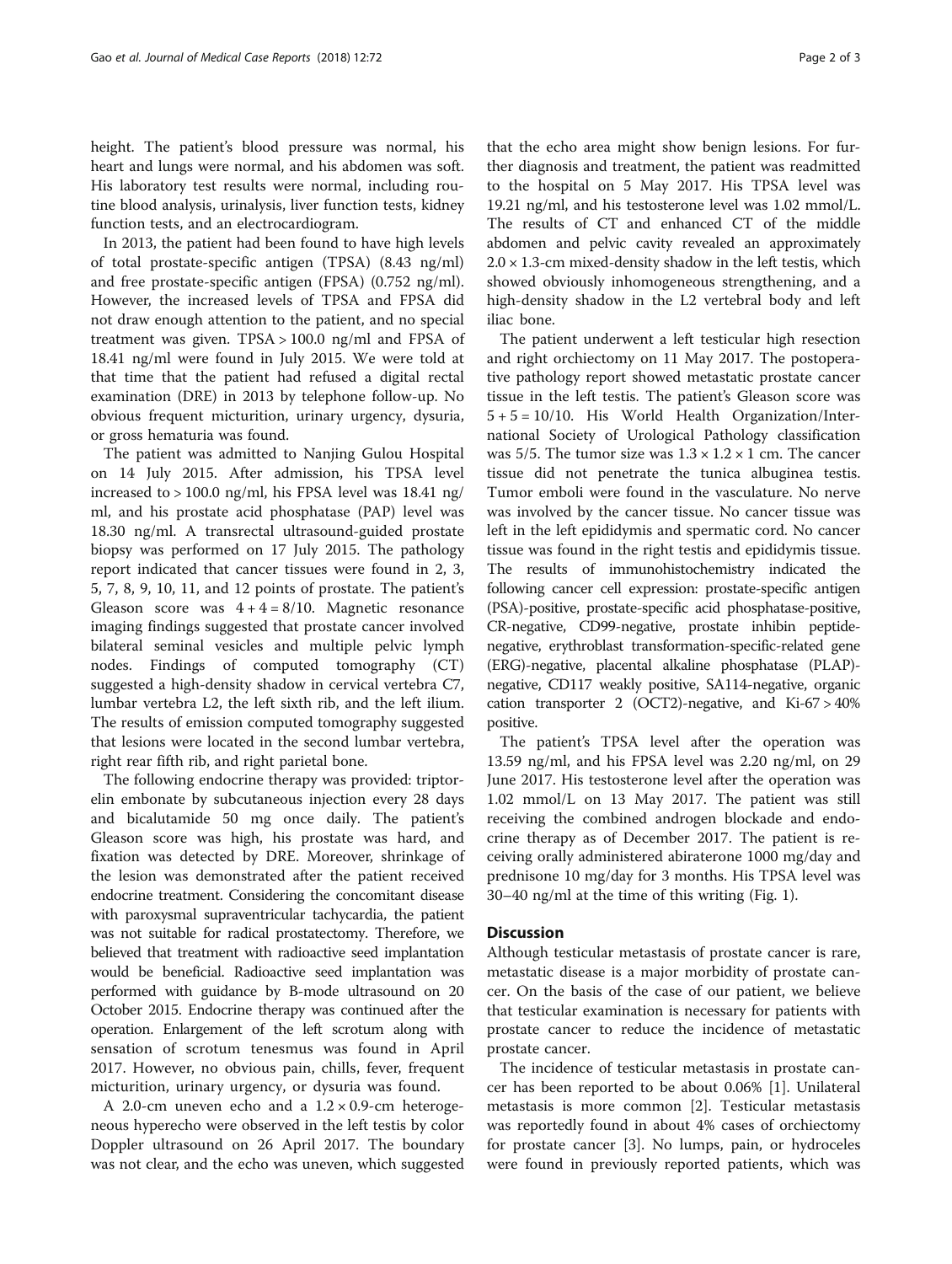height. The patient's blood pressure was normal, his heart and lungs were normal, and his abdomen was soft. His laboratory test results were normal, including routine blood analysis, urinalysis, liver function tests, kidney function tests, and an electrocardiogram.

In 2013, the patient had been found to have high levels of total prostate-specific antigen (TPSA) (8.43 ng/ml) and free prostate-specific antigen (FPSA) (0.752 ng/ml). However, the increased levels of TPSA and FPSA did not draw enough attention to the patient, and no special treatment was given. TPSA > 100.0 ng/ml and FPSA of 18.41 ng/ml were found in July 2015. We were told at that time that the patient had refused a digital rectal examination (DRE) in 2013 by telephone follow-up. No obvious frequent micturition, urinary urgency, dysuria, or gross hematuria was found.

The patient was admitted to Nanjing Gulou Hospital on 14 July 2015. After admission, his TPSA level increased to > 100.0 ng/ml, his FPSA level was 18.41 ng/ml, and his prostate acid phosphatase (PAP) level was 18.30 ng/ml. A transrectal ultrasound-guided prostate biopsy was performed on 17 July 2015. The pathology report indicated that cancer tissues were found in 2, 3, 5, 7, 8, 9, 10, 11, and 12 points of prostate. The patient's Gleason score was 4 + 4 = 8/10. Magnetic resonance imaging findings suggested that prostate cancer involved bilateral seminal vesicles and multiple pelvic lymph nodes. Findings of computed tomography (CT) suggested a high-density shadow in cervical vertebra C7, lumbar vertebra L2, the left sixth rib, and the left ilium. The results of emission computed tomography suggested that lesions were located in the second lumbar vertebra, right rear fifth rib, and right parietal bone.

The following endocrine therapy was provided: triptorelin embonate by subcutaneous injection every 28 days and bicalutamide 50 mg once daily. The patient's Gleason score was high, his prostate was hard, and fixation was detected by DRE. Moreover, shrinkage of the lesion was demonstrated after the patient received endocrine treatment. Considering the concomitant disease with paroxysmal supraventricular tachycardia, the patient was not suitable for radical prostatectomy. Therefore, we believed that treatment with radioactive seed implantation would be beneficial. Radioactive seed implantation was performed with guidance by B-mode ultrasound on 20 October 2015. Endocrine therapy was continued after the operation. Enlargement of the left scrotum along with sensation of scrotum tenesmus was found in April 2017. However, no obvious pain, chills, fever, frequent micturition, urinary urgency, or dysuria was found.

A 2.0-cm uneven echo and a 1.2 × 0.9-cm heterogeneous hyperecho were observed in the left testis by color Doppler ultrasound on 26 April 2017. The boundary was not clear, and the echo was uneven, which suggested that the echo area might show benign lesions. For further diagnosis and treatment, the patient was readmitted to the hospital on 5 May 2017. His TPSA level was 19.21 ng/ml, and his testosterone level was 1.02 mmol/L. The results of CT and enhanced CT of the middle abdomen and pelvic cavity revealed an approximately 2.0 × 1.3-cm mixed-density shadow in the left testis, which showed obviously inhomogeneous strengthening, and a high-density shadow in the L2 vertebral body and left iliac bone.

The patient underwent a left testicular high resection and right orchiectomy on 11 May 2017. The postoperative pathology report showed metastatic prostate cancer tissue in the left testis. The patient's Gleason score was 5 + 5 = 10/10. His World Health Organization/International Society of Urological Pathology classification was 5/5. The tumor size was 1.3 × 1.2 × 1 cm. The cancer tissue did not penetrate the tunica albuginea testis. Tumor emboli were found in the vasculature. No nerve was involved by the cancer tissue. No cancer tissue was left in the left epididymis and spermatic cord. No cancer tissue was found in the right testis and epididymis tissue. The results of immunohistochemistry indicated the following cancer cell expression: prostate-specific antigen (PSA)-positive, prostate-specific acid phosphatase-positive, CR-negative, CD99-negative, prostate inhibin peptide-negative, erythroblast transformation-specific-related gene (ERG)-negative, placental alkaline phosphatase (PLAP)-negative, CD117 weakly positive, SA114-negative, organic cation transporter 2 (OCT2)-negative, and Ki-67 > 40% positive.

The patient's TPSA level after the operation was 13.59 ng/ml, and his FPSA level was 2.20 ng/ml, on 29 June 2017. His testosterone level after the operation was 1.02 mmol/L on 13 May 2017. The patient was still receiving the combined androgen blockade and endocrine therapy as of December 2017. The patient is receiving orally administered abiraterone 1000 mg/day and prednisone 10 mg/day for 3 months. His TPSA level was 30–40 ng/ml at the time of this writing (Fig. 1).

## Discussion

Although testicular metastasis of prostate cancer is rare, metastatic disease is a major morbidity of prostate cancer. On the basis of the case of our patient, we believe that testicular examination is necessary for patients with prostate cancer to reduce the incidence of metastatic prostate cancer.

The incidence of testicular metastasis in prostate cancer has been reported to be about 0.06% [1]. Unilateral metastasis is more common [2]. Testicular metastasis was reportedly found in about 4% cases of orchiectomy for prostate cancer [3]. No lumps, pain, or hydroceles were found in previously reported patients, which was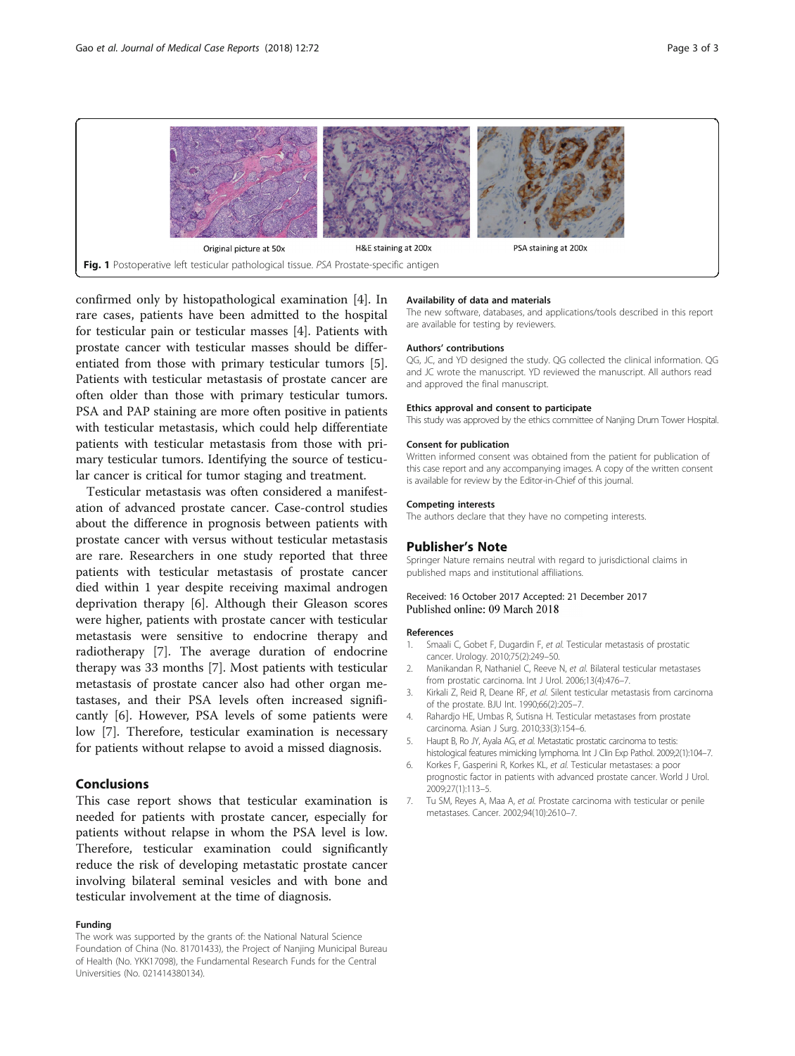Original picture at 50x

H&E staining at 200x

PSA staining at 200x

**Fig. 1** Postoperative left testicular pathological tissue. *PSA* Prostate-specific antigen

confirmed only by histopathological examination [4]. In rare cases, patients have been admitted to the hospital for testicular pain or testicular masses [4]. Patients with prostate cancer with testicular masses should be differentiated from those with primary testicular tumors [5]. Patients with testicular metastasis of prostate cancer are often older than those with primary testicular tumors. PSA and PAP staining are more often positive in patients with testicular metastasis, which could help differentiate patients with testicular metastasis from those with primary testicular tumors. Identifying the source of testicular cancer is critical for tumor staging and treatment.

Testicular metastasis was often considered a manifestation of advanced prostate cancer. Case-control studies about the difference in prognosis between patients with prostate cancer with versus without testicular metastasis are rare. Researchers in one study reported that three patients with testicular metastasis of prostate cancer died within 1 year despite receiving maximal androgen deprivation therapy [6]. Although their Gleason scores were higher, patients with prostate cancer with testicular metastasis were sensitive to endocrine therapy and radiotherapy [7]. The average duration of endocrine therapy was 33 months [7]. Most patients with testicular metastasis of prostate cancer also had other organ metastases, and their PSA levels often increased significantly [6]. However, PSA levels of some patients were low [7]. Therefore, testicular examination is necessary for patients without relapse to avoid a missed diagnosis.

## Conclusions

This case report shows that testicular examination is needed for patients with prostate cancer, especially for patients without relapse in whom the PSA level is low. Therefore, testicular examination could significantly reduce the risk of developing metastatic prostate cancer involving bilateral seminal vesicles and with bone and testicular involvement at the time of diagnosis.

#### Funding

The work was supported by the grants of: the National Natural Science Foundation of China (No. 81701433), the Project of Nanjing Municipal Bureau of Health (No. YKK17098), the Fundamental Research Funds for the Central Universities (No. 021414380134).

#### Availability of data and materials

The new software, databases, and applications/tools described in this report are available for testing by reviewers.

#### Authors' contributions

QG, JC, and YD designed the study. QG collected the clinical information. QG and JC wrote the manuscript. YD reviewed the manuscript. All authors read and approved the final manuscript.

#### Ethics approval and consent to participate

This study was approved by the ethics committee of Nanjing Drum Tower Hospital.

#### Consent for publication

Written informed consent was obtained from the patient for publication of this case report and any accompanying images. A copy of the written consent is available for review by the Editor-in-Chief of this journal.

#### Competing interests

The authors declare that they have no competing interests.

## Publisher's Note

Springer Nature remains neutral with regard to jurisdictional claims in published maps and institutional affiliations.

Received: 16 October 2017 Accepted: 21 December 2017
Published online: 09 March 2018

#### References

1. Smaali C, Gobet F, Dugardin F, *et al.* Testicular metastasis of prostatic cancer. Urology. 2010;75(2):249–50.
2. Manikandan R, Nathaniel C, Reeve N, *et al.* Bilateral testicular metastases from prostatic carcinoma. Int J Urol. 2006;13(4):476–7.
3. Kirkali Z, Reid R, Deane RF, *et al.* Silent testicular metastasis from carcinoma of the prostate. BJU Int. 1990;66(2):205–7.
4. Rahardjo HE, Umbas R, Sutisna H. Testicular metastases from prostate carcinoma. Asian J Surg. 2010;33(3):154–6.
5. Haupt B, Ro JY, Ayala AG, *et al.* Metastatic prostatic carcinoma to testis: histological features mimicking lymphoma. Int J Clin Exp Pathol. 2009;2(1):104–7.
6. Korkes F, Gasperini R, Korkes KL, *et al.* Testicular metastases: a poor prognostic factor in patients with advanced prostate cancer. World J Urol. 2009;27(1):113–5.
7. Tu SM, Reyes A, Maa A, *et al.* Prostate carcinoma with testicular or penile metastases. Cancer. 2002;94(10):2610–7.